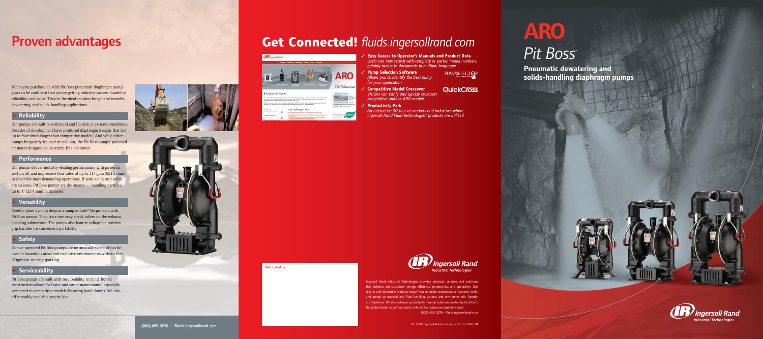# Proven advantages

When you purchase an ARO Pit Boss pneumatic diaphragm pump, you can be confident that you're getting industry-proven durability, reliability, and value. They're the ideal solution for general transfer, dewatering, and solids-handling applications.

## Reliability

Our pumps are built to withstand and flourish in extreme conditions. Decades of development have produced diaphragm designs that last up to four times longer than competitive models. And while other pumps frequently ice over or stall out, the Pit Boss pumps' patented air motor designs ensure worry-free operation.

## Performance

Our pumps deliver industry-leading performance, with powerful suction lift and impressive flow rates of up to 217 gpm (821 L/min) to cover the most demanding operations. If semi-solids and solids are an issue, Pit Boss pumps are the answer — handling particles up to 1" (25.4 mm) in diameter.

## Versatility

Need to place a pump deep in a sump or hole? No problem with Pit Boss pumps. They have one-way check valves on the exhaust, enabling submersion. The pumps also feature collapsible comfort-grip handles for convenient portability.

## Safety

Our air-operated Pit Boss pumps are intrinsically safe and can be used in hazardous areas and explosive environments without fear of ignition-causing sparking.

## Serviceability

Pit Boss pumps are built with serviceability in mind. Bolted construction allows for faster and easier maintenance, especially compared to competitive models featuring band clamps. We also offer readily available service kits.

(800) 495-0276 • fluids.ingersollrand.com

# Get Connected! *fluids.ingersollrand.com*

- ✓ **Easy Access to Operator's Manuals and Product Data**
  *Users can now search with complete or partial model numbers, gaining access to documents in multiple languages*
- ✓ **Pump Selection Software**
  *Allows you to identify the best pump for your application*
- ✓ **Competitive Model Crossover**
  *Visitors can easily and quickly crossover competitive units to ARO models*
- ✓ **Productivity Park**
  *An interactive 3D tour of markets and industries where Ingersoll Rand Fluid Technologies' products are utilized*

PUMPSELECTOR

QuickCross

**Distributed by:**

Ingersoll Rand Industrial Technologies

Ingersoll Rand Industrial Technologies provides products, services, and solutions that enhance our customers' energy efficiency, productivity, and operations. Our diverse and innovative products range from complete compressed air systems, tools, and pumps to material and fluid handling systems and environmentally friendly microturbines. We also enhance productivity through solutions created by Club Car®, the global leader in golf and utility vehicles for businesses and individuals.

(800) 495-0276 • fluids.ingersollrand.com

© 2008 Ingersoll-Rand Company IR ITS-1108-128

# ARO
## *Pit Boss*™

**Pneumatic dewatering and solids-handling diaphragm pumps**

Ingersoll Rand Industrial Technologies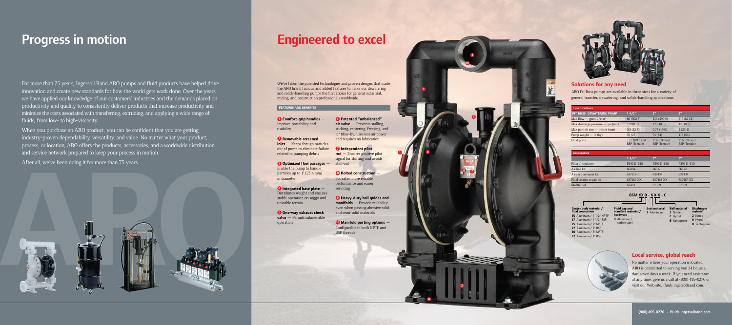# Progress in motion

For more than 75 years, Ingersoll Rand ARO pumps and fluid products have helped drive innovation and create new standards for how the world gets work done. Over the years, we have applied our knowledge of our customers' industries and the demands placed on productivity and quality to consistently deliver products that increase productivity and minimize the costs associated with transferring, extruding, and applying a wide range of fluids, from low- to high-viscosity.

When you purchase an ARO product, you can be confident that you are getting industry-proven dependability, versatility, and value. No matter what your product, process, or location, ARO offers the products, accessories, and a worldwide distribution and service network prepared to keep your process in motion.

After all, we've been doing it for more than 75 years.

# Engineered to excel

We've taken the patented technologies and proven designs that made the ARO brand famous and added features to make our dewatering and solids-handling pumps the first choice for general industrial, mining, and construction professionals worldwide.

**FEATURES AND BENEFITS**

1. **Comfort-grip handles** — Improve portability and usability
2. **Removable screened inlet** — Keeps foreign particles out of pump to eliminate failure related to pumping debris
3. **Optimized flow passages** — Enable the pump to handle particles up to 1" (25.4 mm) in diameter
4. **Integrated base plate** — Distributes weight and ensures stable operation on soggy and unstable terrain
5. **One-way exhaust check valve** — Permits submersible operation
6. **Patented "unbalanced" air valve** — Prevents stalling, sticking, centering, freezing, and air blow-by; uses less air power and requires no lubrication
7. **Independent pilot rod** — Ensures positive pilot signal for shifting and avoids stall-out
8. **Bolted construction** — For safer, more reliable performance and easier servicing
9. **Heavy-duty ball guides and manifolds** — Provide reliability even when passing abrasive solid and semi-solid materials
10. **Manifold porting options** — Configurable in both NPTF and BSP threads

## Solutions for any need

ARO Pit Boss pumps are available in three sizes for a variety of general transfer, dewatering, and solids-handling applications.

| Specifications | | | |
|---|---|---|---|
| **PIT BOSS DEWATERING PUMP** | **1-1/2"** | **2"** | **3"** |
| Max flow — gpm (L/min) | 80 (302.8) | 156 (590.5) | 217 (821.3) |
| Max discharge pressure — psi (bar) | 120 (8.3) | 120 (8.3) | 120 (8.3) |
| Max particle size — inches (mm) | 0.5 (12.7) | 0.75 (19.0) | 1 (25.4) |
| Pump weight — lb (kg) | 55 (25) | 74 (34) | 118 (54) |
| Fluid ports | 1.5" NPTF and BSP (female) | 2" NPTF and BSP (female) | 3" NPTF and BSP (female) |

| Accessories | | | |
|---|---|---|---|
| | **1-1/2"** | **2"** | **3"** |
| Filter / regulator | P29241-610 | P29241-610 | P29241-610 |
| Air line kit | 66084-1 | 66312 | 66312 |
| Air section repair kit | 637118-C | 637434 | 637434 |
| Fluid section repair kit | 637469-XX | 637468-XX | 637467-XX |
| Muffler kit | 67463 | 67389 | 67389 |

**66M XX 0 - X X X - C**

**Center body material / fluid connection**
- 15 Aluminum / 1-1/2" NPTF
- 17 Aluminum / 1-1/2" BSP
- 25 Aluminum / 2" NPTF
- 27 Aluminum / 2" BSP
- 30 Aluminum / 3" NPTF
- 32 Aluminum / 3" BSP

**Fluid cap and manifold material / hardware**
- 0 Aluminum / carbon steel

**Seat material**
- 1 Aluminum

**Ball material**
- 2 Nitrile
- C Hytrel
- E Santoprene

**Diaphragm material**
- 2 Nitrile
- 9 Hytrel
- 8 Santoprene

## Local service, global reach

No matter where your operation is located, ARO is committed to serving you 24 hours a day, seven days a week. If you need assistance at any time, give us a call at (800) 495-0276 or visit our Web site, fluids.ingersollrand.com.

(800) 495-0276 • fluids.ingersollrand.com